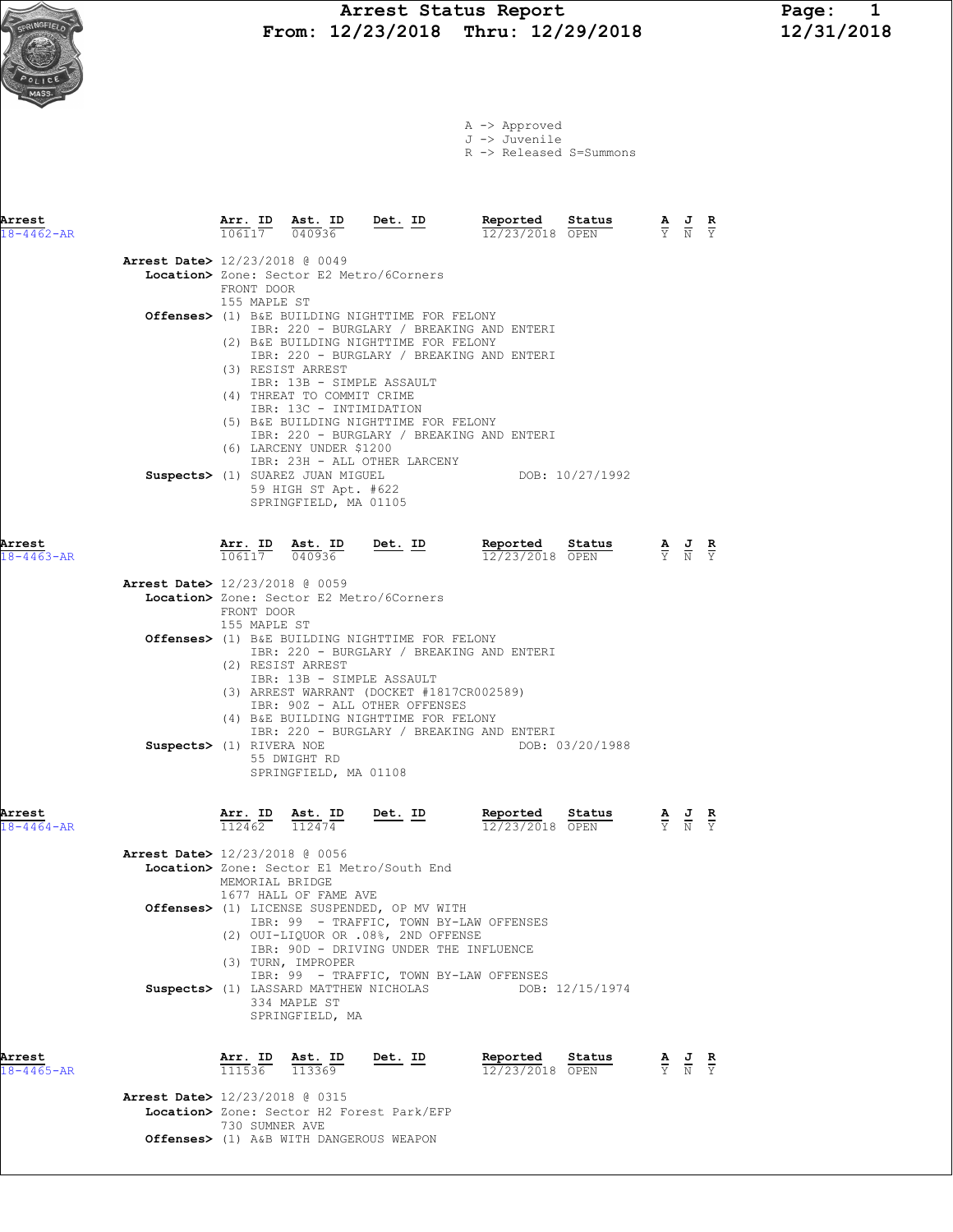# Arrest Status Report

**From: 12/23/2018 Thru: 12/29/2018**

12/31/2018

A -> Approved
J -> Juvenile
R -> Released S=Summons

| Arrest | Arr. ID | Ast. ID | Det. ID | Reported | Status | A | J | R |
|---|---|---|---|---|---|---|---|---|
| 18-4462-AR | 106117 | 040936 | | 12/23/2018 | OPEN | Y | N | Y |

**Arrest Date>** 12/23/2018 @ 0049
**Location>** Zone: Sector E2 Metro/6Corners
FRONT DOOR
155 MAPLE ST
**Offenses>**
(1) B&E BUILDING NIGHTTIME FOR FELONY
IBR: 220 - BURGLARY / BREAKING AND ENTERI
(2) B&E BUILDING NIGHTTIME FOR FELONY
IBR: 220 - BURGLARY / BREAKING AND ENTERI
(3) RESIST ARREST
IBR: 13B - SIMPLE ASSAULT
(4) THREAT TO COMMIT CRIME
IBR: 13C - INTIMIDATION
(5) B&E BUILDING NIGHTTIME FOR FELONY
IBR: 220 - BURGLARY / BREAKING AND ENTERI
(6) LARCENY UNDER $1200
IBR: 23H - ALL OTHER LARCENY
**Suspects>** (1) SUAREZ JUAN MIGUEL DOB: 10/27/1992
59 HIGH ST Apt. #622
SPRINGFIELD, MA 01105

| Arrest | Arr. ID | Ast. ID | Det. ID | Reported | Status | A | J | R |
|---|---|---|---|---|---|---|---|---|
| 18-4463-AR | 106117 | 040936 | | 12/23/2018 | OPEN | Y | N | Y |

**Arrest Date>** 12/23/2018 @ 0059
**Location>** Zone: Sector E2 Metro/6Corners
FRONT DOOR
155 MAPLE ST
**Offenses>**
(1) B&E BUILDING NIGHTTIME FOR FELONY
IBR: 220 - BURGLARY / BREAKING AND ENTERI
(2) RESIST ARREST
IBR: 13B - SIMPLE ASSAULT
(3) ARREST WARRANT (DOCKET #1817CR002589)
IBR: 90Z - ALL OTHER OFFENSES
(4) B&E BUILDING NIGHTTIME FOR FELONY
IBR: 220 - BURGLARY / BREAKING AND ENTERI
**Suspects>** (1) RIVERA NOE DOB: 03/20/1988
55 DWIGHT RD
SPRINGFIELD, MA 01108

| Arrest | Arr. ID | Ast. ID | Det. ID | Reported | Status | A | J | R |
|---|---|---|---|---|---|---|---|---|
| 18-4464-AR | 112462 | 112474 | | 12/23/2018 | OPEN | Y | N | Y |

**Arrest Date>** 12/23/2018 @ 0056
**Location>** Zone: Sector E1 Metro/South End
MEMORIAL BRIDGE
1677 HALL OF FAME AVE
**Offenses>**
(1) LICENSE SUSPENDED, OP MV WITH
IBR: 99 - TRAFFIC, TOWN BY-LAW OFFENSES
(2) OUI-LIQUOR OR .08%, 2ND OFFENSE
IBR: 90D - DRIVING UNDER THE INFLUENCE
(3) TURN, IMPROPER
IBR: 99 - TRAFFIC, TOWN BY-LAW OFFENSES
**Suspects>** (1) LASSARD MATTHEW NICHOLAS DOB: 12/15/1974
334 MAPLE ST
SPRINGFIELD, MA

| Arrest | Arr. ID | Ast. ID | Det. ID | Reported | Status | A | J | R |
|---|---|---|---|---|---|---|---|---|
| 18-4465-AR | 111536 | 113369 | | 12/23/2018 | OPEN | Y | N | Y |

**Arrest Date>** 12/23/2018 @ 0315
**Location>** Zone: Sector H2 Forest Park/EFP
730 SUMNER AVE
**Offenses>** (1) A&B WITH DANGEROUS WEAPON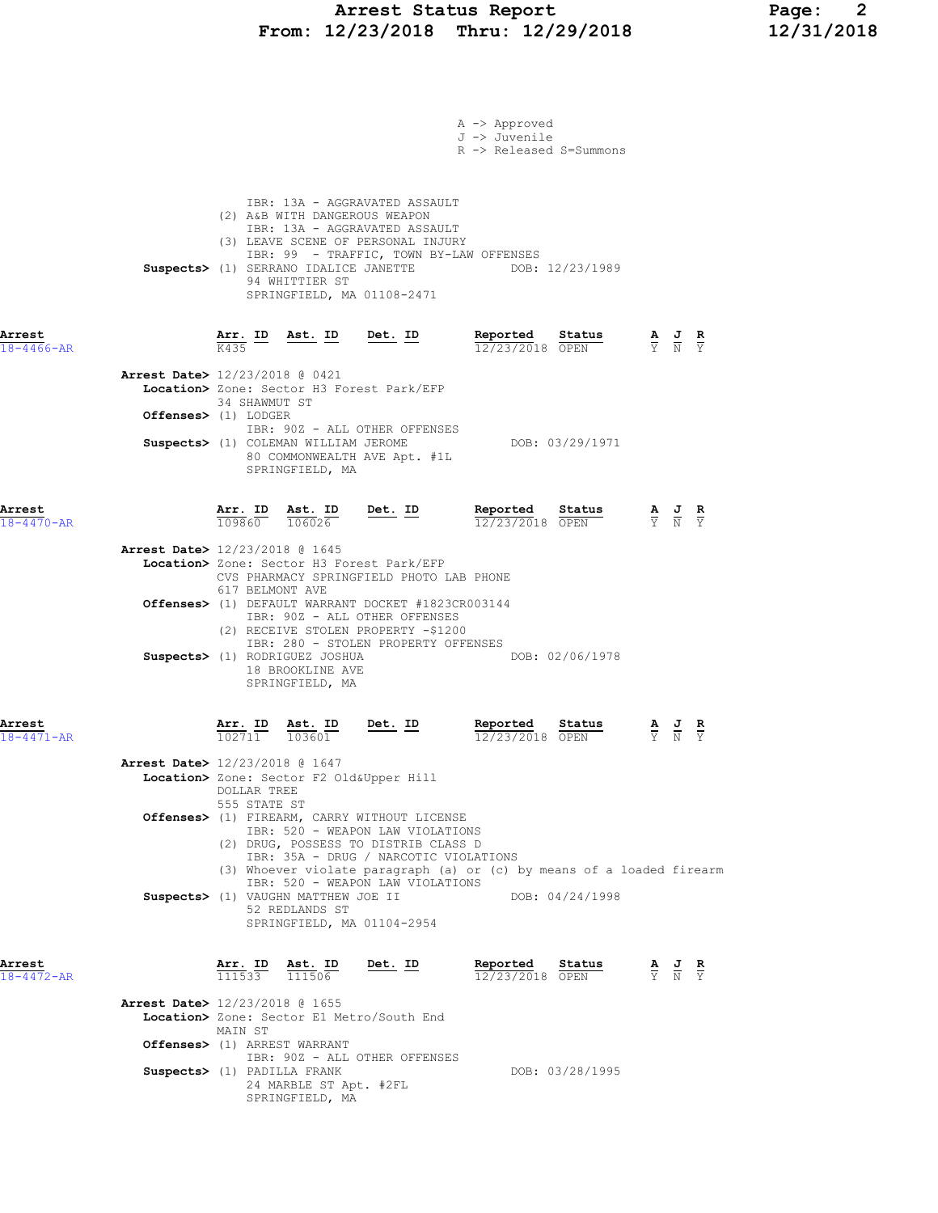A -> Approved
J -> Juvenile
R -> Released S=Summons

IBR: 13A - AGGRAVATED ASSAULT
(2) A&B WITH DANGEROUS WEAPON
IBR: 13A - AGGRAVATED ASSAULT
(3) LEAVE SCENE OF PERSONAL INJURY
IBR: 99 - TRAFFIC, TOWN BY-LAW OFFENSES

**Suspects>** (1) SERRANO IDALICE JANETTE DOB: 12/23/1989
94 WHITTIER ST
SPRINGFIELD, MA 01108-2471

---

**Arrest** 18-4466-AR

| Arr. ID | Ast. ID | Det. ID | Reported | Status | A | J | R |
|---|---|---|---|---|---|---|---|
| K435 | | | 12/23/2018 | OPEN | Y | N | Y |

**Arrest Date>** 12/23/2018 @ 0421
**Location>** Zone: Sector H3 Forest Park/EFP
34 SHAWMUT ST
**Offenses>** (1) LODGER
IBR: 90Z - ALL OTHER OFFENSES
**Suspects>** (1) COLEMAN WILLIAM JEROME DOB: 03/29/1971
80 COMMONWEALTH AVE Apt. #1L
SPRINGFIELD, MA

---

**Arrest** 18-4470-AR

| Arr. ID | Ast. ID | Det. ID | Reported | Status | A | J | R |
|---|---|---|---|---|---|---|---|
| 109860 | 106026 | | 12/23/2018 | OPEN | Y | N | Y |

**Arrest Date>** 12/23/2018 @ 1645
**Location>** Zone: Sector H3 Forest Park/EFP
CVS PHARMACY SPRINGFIELD PHOTO LAB PHONE
617 BELMONT AVE
**Offenses>** (1) DEFAULT WARRANT DOCKET #1823CR003144
IBR: 90Z - ALL OTHER OFFENSES
(2) RECEIVE STOLEN PROPERTY -$1200
IBR: 280 - STOLEN PROPERTY OFFENSES
**Suspects>** (1) RODRIGUEZ JOSHUA DOB: 02/06/1978
18 BROOKLINE AVE
SPRINGFIELD, MA

---

**Arrest** 18-4471-AR

| Arr. ID | Ast. ID | Det. ID | Reported | Status | A | J | R |
|---|---|---|---|---|---|---|---|
| 102711 | 103601 | | 12/23/2018 | OPEN | Y | N | Y |

**Arrest Date>** 12/23/2018 @ 1647
**Location>** Zone: Sector F2 Old&Upper Hill
DOLLAR TREE
555 STATE ST
**Offenses>** (1) FIREARM, CARRY WITHOUT LICENSE
IBR: 520 - WEAPON LAW VIOLATIONS
(2) DRUG, POSSESS TO DISTRIB CLASS D
IBR: 35A - DRUG / NARCOTIC VIOLATIONS
(3) Whoever violate paragraph (a) or (c) by means of a loaded firearm
IBR: 520 - WEAPON LAW VIOLATIONS
**Suspects>** (1) VAUGHN MATTHEW JOE II DOB: 04/24/1998
52 REDLANDS ST
SPRINGFIELD, MA 01104-2954

---

**Arrest** 18-4472-AR

| Arr. ID | Ast. ID | Det. ID | Reported | Status | A | J | R |
|---|---|---|---|---|---|---|---|
| 111533 | 111506 | | 12/23/2018 | OPEN | Y | N | Y |

**Arrest Date>** 12/23/2018 @ 1655
**Location>** Zone: Sector E1 Metro/South End
MAIN ST
**Offenses>** (1) ARREST WARRANT
IBR: 90Z - ALL OTHER OFFENSES
**Suspects>** (1) PADILLA FRANK DOB: 03/28/1995
24 MARBLE ST Apt. #2FL
SPRINGFIELD, MA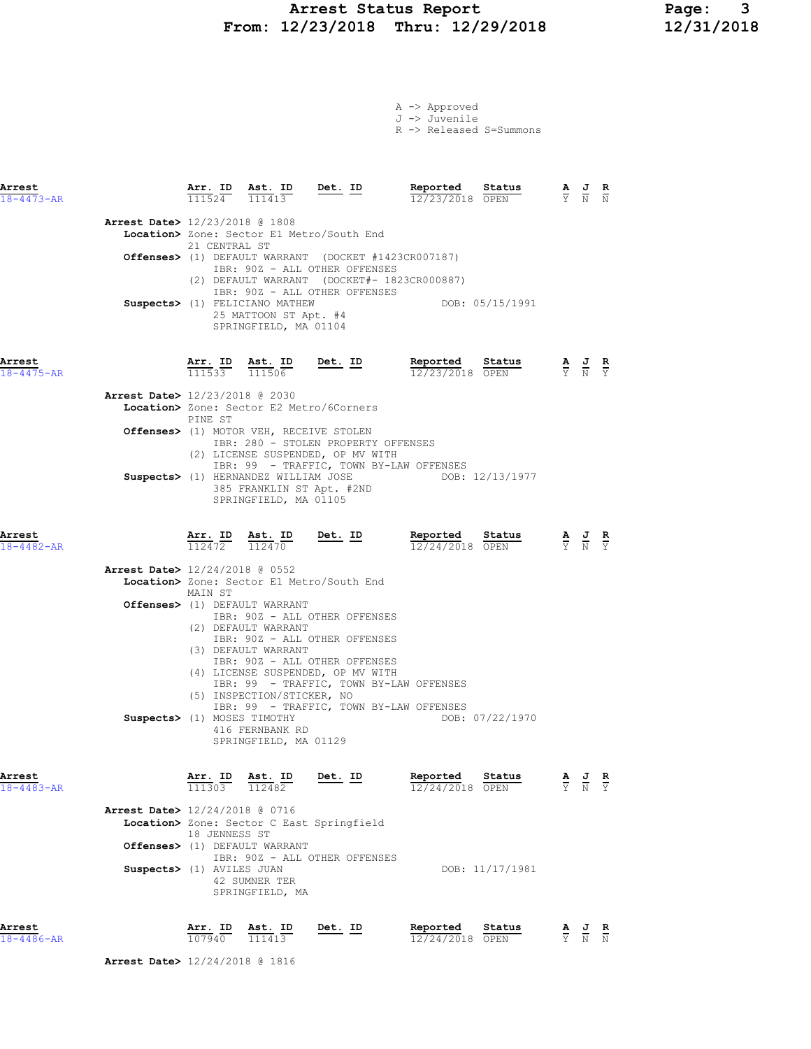A -> Approved
J -> Juvenile
R -> Released S=Summons

| Arrest | Arr. ID | Ast. ID | Det. ID | Reported | Status | A | J | R |
|---|---|---|---|---|---|---|---|---|
| 18-4473-AR | 111524 | 111413 | | 12/23/2018 | OPEN | Y | N | N |

**Arrest Date>** 12/23/2018 @ 1808
**Location>** Zone: Sector E1 Metro/South End
21 CENTRAL ST
**Offenses>** (1) DEFAULT WARRANT (DOCKET #1423CR007187)
IBR: 90Z - ALL OTHER OFFENSES
(2) DEFAULT WARRANT (DOCKET#- 1823CR000887)
IBR: 90Z - ALL OTHER OFFENSES
**Suspects>** (1) FELICIANO MATHEW DOB: 05/15/1991
25 MATTOON ST Apt. #4
SPRINGFIELD, MA 01104

| Arrest | Arr. ID | Ast. ID | Det. ID | Reported | Status | A | J | R |
|---|---|---|---|---|---|---|---|---|
| 18-4475-AR | 111533 | 111506 | | 12/23/2018 | OPEN | Y | N | Y |

**Arrest Date>** 12/23/2018 @ 2030
**Location>** Zone: Sector E2 Metro/6Corners
PINE ST
**Offenses>** (1) MOTOR VEH, RECEIVE STOLEN
IBR: 280 - STOLEN PROPERTY OFFENSES
(2) LICENSE SUSPENDED, OP MV WITH
IBR: 99 - TRAFFIC, TOWN BY-LAW OFFENSES
**Suspects>** (1) HERNANDEZ WILLIAM JOSE DOB: 12/13/1977
385 FRANKLIN ST Apt. #2ND
SPRINGFIELD, MA 01105

| Arrest | Arr. ID | Ast. ID | Det. ID | Reported | Status | A | J | R |
|---|---|---|---|---|---|---|---|---|
| 18-4482-AR | 112472 | 112470 | | 12/24/2018 | OPEN | Y | N | Y |

**Arrest Date>** 12/24/2018 @ 0552
**Location>** Zone: Sector E1 Metro/South End
MAIN ST
**Offenses>** (1) DEFAULT WARRANT
IBR: 90Z - ALL OTHER OFFENSES
(2) DEFAULT WARRANT
IBR: 90Z - ALL OTHER OFFENSES
(3) DEFAULT WARRANT
IBR: 90Z - ALL OTHER OFFENSES
(4) LICENSE SUSPENDED, OP MV WITH
IBR: 99 - TRAFFIC, TOWN BY-LAW OFFENSES
(5) INSPECTION/STICKER, NO
IBR: 99 - TRAFFIC, TOWN BY-LAW OFFENSES
**Suspects>** (1) MOSES TIMOTHY DOB: 07/22/1970
416 FERNBANK RD
SPRINGFIELD, MA 01129

| Arrest | Arr. ID | Ast. ID | Det. ID | Reported | Status | A | J | R |
|---|---|---|---|---|---|---|---|---|
| 18-4483-AR | 111303 | 112482 | | 12/24/2018 | OPEN | Y | N | Y |

**Arrest Date>** 12/24/2018 @ 0716
**Location>** Zone: Sector C East Springfield
18 JENNESS ST
**Offenses>** (1) DEFAULT WARRANT
IBR: 90Z - ALL OTHER OFFENSES
**Suspects>** (1) AVILES JUAN DOB: 11/17/1981
42 SUMNER TER
SPRINGFIELD, MA

| Arrest | Arr. ID | Ast. ID | Det. ID | Reported | Status | A | J | R |
|---|---|---|---|---|---|---|---|---|
| 18-4486-AR | 107940 | 111413 | | 12/24/2018 | OPEN | Y | N | N |

**Arrest Date>** 12/24/2018 @ 1816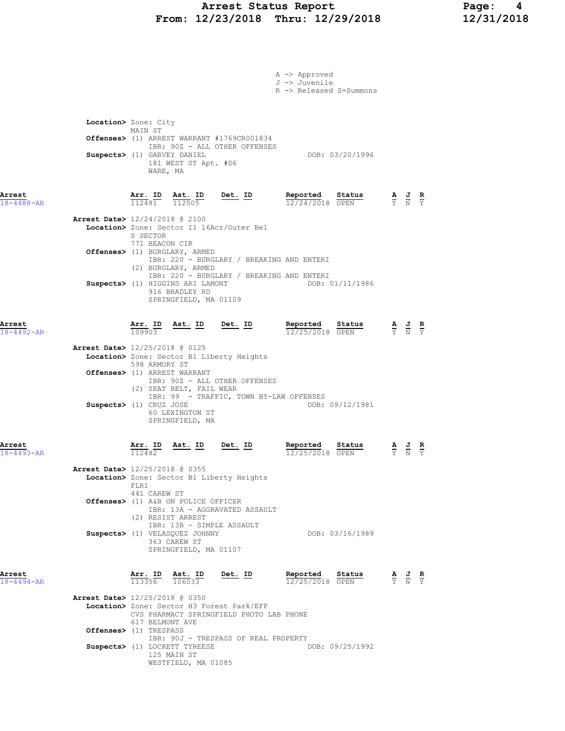A -> Approved
J -> Juvenile
R -> Released S=Summons

**Location>** Zone: City
MAIN ST
**Offenses>** (1) ARREST WARRANT #1769CR001834
IBR: 90Z - ALL OTHER OFFENSES
**Suspects>** (1) GARVEY DANIEL — DOB: 03/20/1996
181 WEST ST Apt. #D6
WARE, MA

---

**Arrest** 18-4488-AR

| Arr. ID | Ast. ID | Det. ID | Reported | Status | A | J | R |
|---|---|---|---|---|---|---|---|
| 112481 | 112505 | | 12/24/2018 | OPEN | Y | N | Y |

**Arrest Date>** 12/24/2018 @ 2100
**Location>** Zone: Sector I1 16Acr/Outer Bel
S SECTOR
771 BEACON CIR
**Offenses>** (1) BURGLARY, ARMED
IBR: 220 - BURGLARY / BREAKING AND ENTERI
(2) BURGLARY, ARMED
IBR: 220 - BURGLARY / BREAKING AND ENTERI
**Suspects>** (1) HIGGINS ARI LAMONT — DOB: 01/11/1986
916 BRADLEY RD
SPRINGFIELD, MA 01109

---

**Arrest** 18-4492-AR

| Arr. ID | Ast. ID | Det. ID | Reported | Status | A | J | R |
|---|---|---|---|---|---|---|---|
| 109903 | | | 12/25/2018 | OPEN | Y | N | Y |

**Arrest Date>** 12/25/2018 @ 0125
**Location>** Zone: Sector B1 Liberty Heights
598 ARMORY ST
**Offenses>** (1) ARREST WARRANT
IBR: 90Z - ALL OTHER OFFENSES
(2) SEAT BELT, FAIL WEAR
IBR: 99 - TRAFFIC, TOWN BY-LAW OFFENSES
**Suspects>** (1) CRUZ JOSE — DOB: 09/12/1981
60 LEXINGTON ST
SPRINGFIELD, MA

---

**Arrest** 18-4493-AR

| Arr. ID | Ast. ID | Det. ID | Reported | Status | A | J | R |
|---|---|---|---|---|---|---|---|
| 112482 | | | 12/25/2018 | OPEN | Y | N | Y |

**Arrest Date>** 12/25/2018 @ 0355
**Location>** Zone: Sector B1 Liberty Heights
FLR1
441 CAREW ST
**Offenses>** (1) A&B ON POLICE OFFICER
IBR: 13A - AGGRAVATED ASSAULT
(2) RESIST ARREST
IBR: 13B - SIMPLE ASSAULT
**Suspects>** (1) VELASQUEZ JOHNNY — DOB: 03/16/1989
363 CAREW ST
SPRINGFIELD, MA 01107

---

**Arrest** 18-4494-AR

| Arr. ID | Ast. ID | Det. ID | Reported | Status | A | J | R |
|---|---|---|---|---|---|---|---|
| 113356 | 106033 | | 12/25/2018 | OPEN | Y | N | Y |

**Arrest Date>** 12/25/2018 @ 0350
**Location>** Zone: Sector H3 Forest Park/EFP
CVS PHARMACY SPRINGFIELD PHOTO LAB PHONE
617 BELMONT AVE
**Offenses>** (1) TRESPASS
IBR: 90J - TRESPASS OF REAL PROPERTY
**Suspects>** (1) LOCKETT TYREESE — DOB: 09/25/1992
125 MAIN ST
WESTFIELD, MA 01085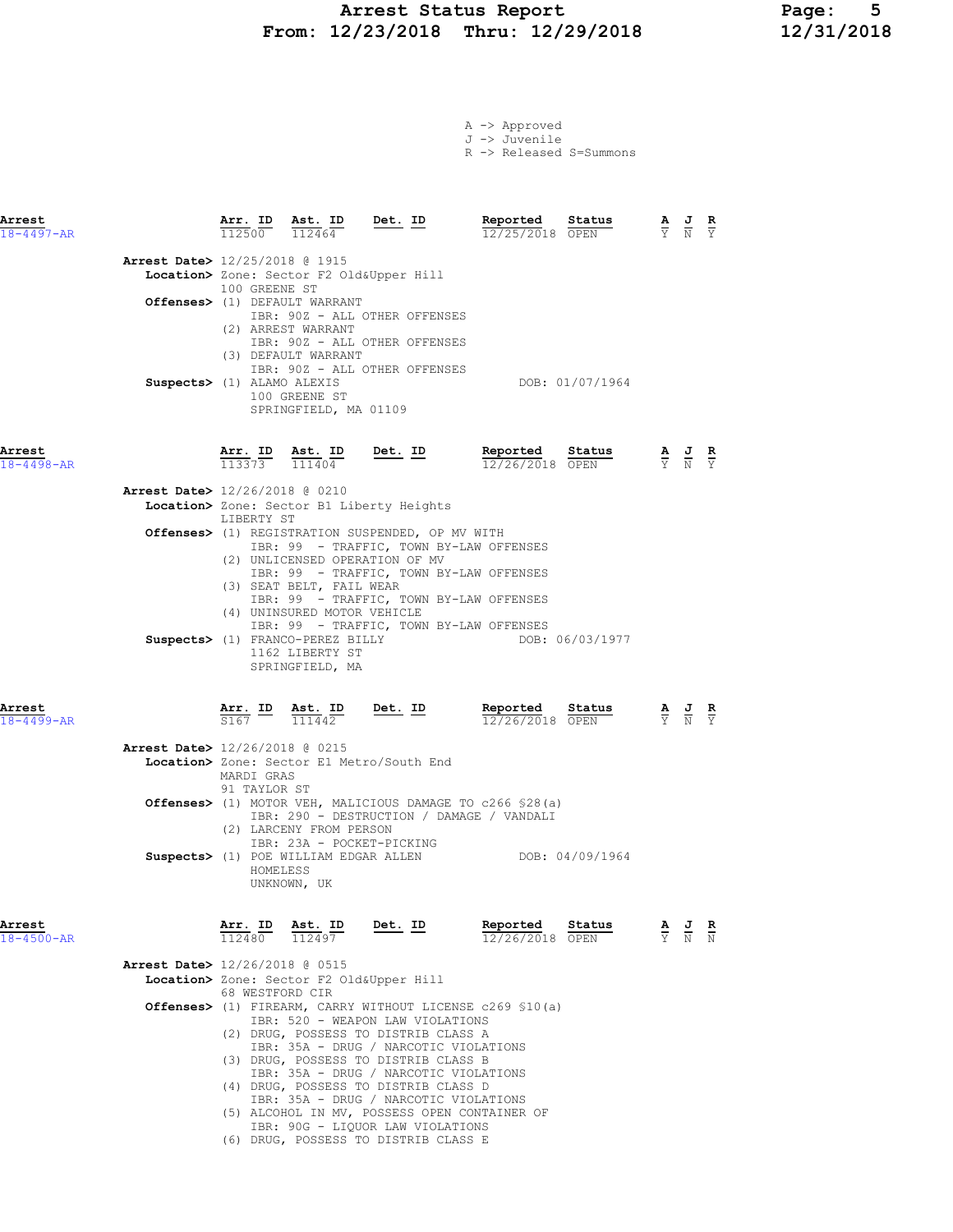# Arrest Status Report
## From: 12/23/2018 Thru: 12/29/2018

A -> Approved
J -> Juvenile
R -> Released S=Summons

| Arrest | Arr. ID | Ast. ID | Det. ID | Reported | Status | A | J | R |
|---|---|---|---|---|---|---|---|---|
| 18-4497-AR | 112500 | 112464 | | 12/25/2018 | OPEN | Y | N | Y |

**Arrest Date>** 12/25/2018 @ 1915
**Location>** Zone: Sector F2 Old&Upper Hill
100 GREENE ST
**Offenses>** (1) DEFAULT WARRANT
IBR: 90Z - ALL OTHER OFFENSES
(2) ARREST WARRANT
IBR: 90Z - ALL OTHER OFFENSES
(3) DEFAULT WARRANT
IBR: 90Z - ALL OTHER OFFENSES
**Suspects>** (1) ALAMO ALEXIS DOB: 01/07/1964
100 GREENE ST
SPRINGFIELD, MA 01109

| Arrest | Arr. ID | Ast. ID | Det. ID | Reported | Status | A | J | R |
|---|---|---|---|---|---|---|---|---|
| 18-4498-AR | 113373 | 111404 | | 12/26/2018 | OPEN | Y | N | Y |

**Arrest Date>** 12/26/2018 @ 0210
**Location>** Zone: Sector B1 Liberty Heights
LIBERTY ST
**Offenses>** (1) REGISTRATION SUSPENDED, OP MV WITH
IBR: 99 - TRAFFIC, TOWN BY-LAW OFFENSES
(2) UNLICENSED OPERATION OF MV
IBR: 99 - TRAFFIC, TOWN BY-LAW OFFENSES
(3) SEAT BELT, FAIL WEAR
IBR: 99 - TRAFFIC, TOWN BY-LAW OFFENSES
(4) UNINSURED MOTOR VEHICLE
IBR: 99 - TRAFFIC, TOWN BY-LAW OFFENSES
**Suspects>** (1) FRANCO-PEREZ BILLY DOB: 06/03/1977
1162 LIBERTY ST
SPRINGFIELD, MA

| Arrest | Arr. ID | Ast. ID | Det. ID | Reported | Status | A | J | R |
|---|---|---|---|---|---|---|---|---|
| 18-4499-AR | S167 | 111442 | | 12/26/2018 | OPEN | Y | N | Y |

**Arrest Date>** 12/26/2018 @ 0215
**Location>** Zone: Sector E1 Metro/South End
MARDI GRAS
91 TAYLOR ST
**Offenses>** (1) MOTOR VEH, MALICIOUS DAMAGE TO c266 §28(a)
IBR: 290 - DESTRUCTION / DAMAGE / VANDALI
(2) LARCENY FROM PERSON
IBR: 23A - POCKET-PICKING
**Suspects>** (1) POE WILLIAM EDGAR ALLEN DOB: 04/09/1964
HOMELESS
UNKNOWN, UK

| Arrest | Arr. ID | Ast. ID | Det. ID | Reported | Status | A | J | R |
|---|---|---|---|---|---|---|---|---|
| 18-4500-AR | 112480 | 112497 | | 12/26/2018 | OPEN | Y | N | N |

**Arrest Date>** 12/26/2018 @ 0515
**Location>** Zone: Sector F2 Old&Upper Hill
68 WESTFORD CIR
**Offenses>** (1) FIREARM, CARRY WITHOUT LICENSE c269 §10(a)
IBR: 520 - WEAPON LAW VIOLATIONS
(2) DRUG, POSSESS TO DISTRIB CLASS A
IBR: 35A - DRUG / NARCOTIC VIOLATIONS
(3) DRUG, POSSESS TO DISTRIB CLASS B
IBR: 35A - DRUG / NARCOTIC VIOLATIONS
(4) DRUG, POSSESS TO DISTRIB CLASS D
IBR: 35A - DRUG / NARCOTIC VIOLATIONS
(5) ALCOHOL IN MV, POSSESS OPEN CONTAINER OF
IBR: 90G - LIQUOR LAW VIOLATIONS
(6) DRUG, POSSESS TO DISTRIB CLASS E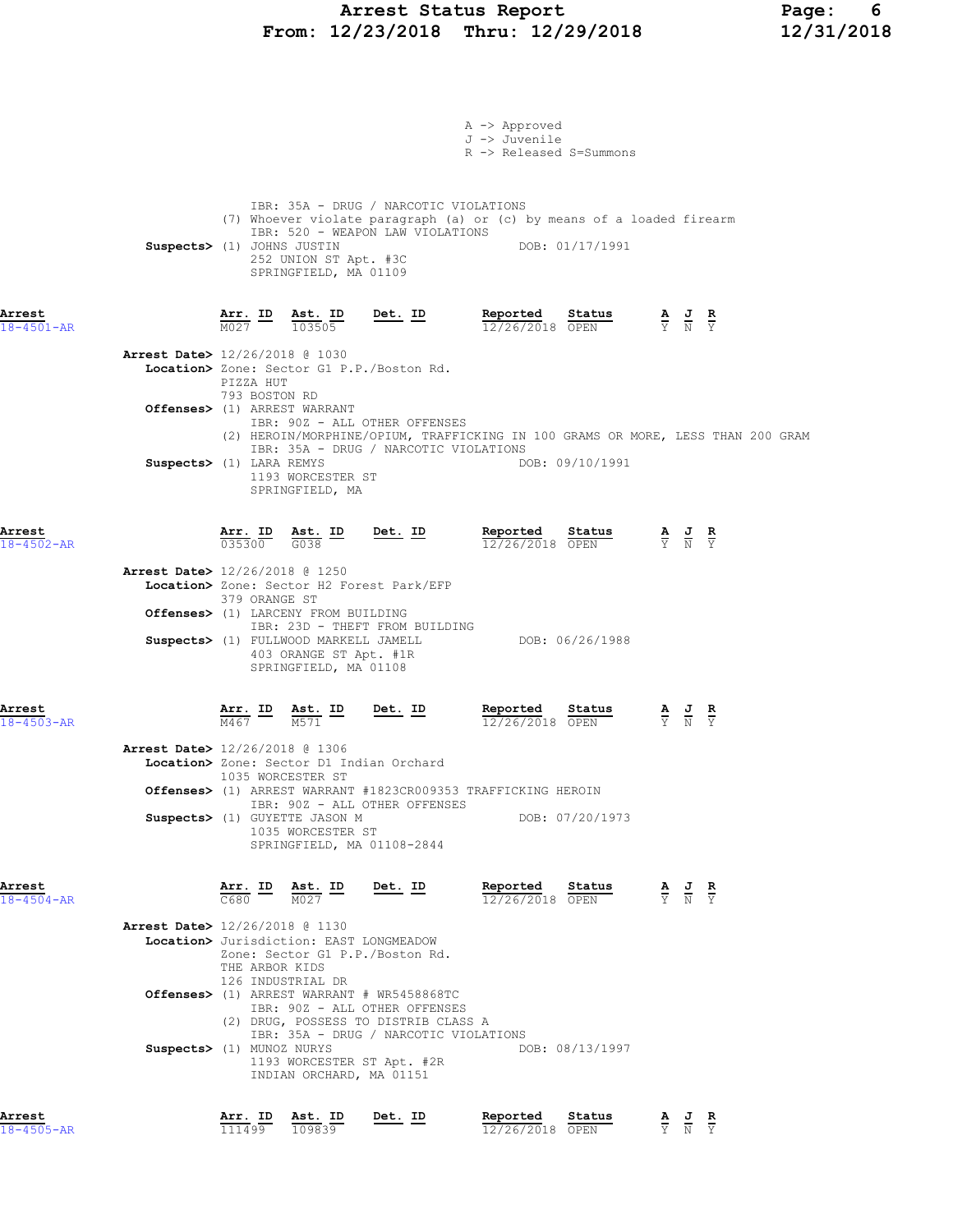A -> Approved
J -> Juvenile
R -> Released S=Summons

IBR: 35A - DRUG / NARCOTIC VIOLATIONS
(7) Whoever violate paragraph (a) or (c) by means of a loaded firearm
IBR: 520 - WEAPON LAW VIOLATIONS

**Suspects>** (1) JOHNS JUSTIN DOB: 01/17/1991
252 UNION ST Apt. #3C
SPRINGFIELD, MA 01109

## Arrest 18-4501-AR

| Arr. ID | Ast. ID | Det. ID | Reported | Status | A | J | R |
|---|---|---|---|---|---|---|---|
| M027 | 103505 | | 12/26/2018 | OPEN | Y | N | Y |

**Arrest Date>** 12/26/2018 @ 1030
**Location>** Zone: Sector G1 P.P./Boston Rd.
PIZZA HUT
793 BOSTON RD
**Offenses>** (1) ARREST WARRANT
IBR: 90Z - ALL OTHER OFFENSES
(2) HEROIN/MORPHINE/OPIUM, TRAFFICKING IN 100 GRAMS OR MORE, LESS THAN 200 GRAM
IBR: 35A - DRUG / NARCOTIC VIOLATIONS
**Suspects>** (1) LARA REMYS DOB: 09/10/1991
1193 WORCESTER ST
SPRINGFIELD, MA

## Arrest 18-4502-AR

| Arr. ID | Ast. ID | Det. ID | Reported | Status | A | J | R |
|---|---|---|---|---|---|---|---|
| 035300 | G038 | | 12/26/2018 | OPEN | Y | N | Y |

**Arrest Date>** 12/26/2018 @ 1250
**Location>** Zone: Sector H2 Forest Park/EFP
379 ORANGE ST
**Offenses>** (1) LARCENY FROM BUILDING
IBR: 23D - THEFT FROM BUILDING
**Suspects>** (1) FULLWOOD MARKELL JAMELL DOB: 06/26/1988
403 ORANGE ST Apt. #1R
SPRINGFIELD, MA 01108

## Arrest 18-4503-AR

| Arr. ID | Ast. ID | Det. ID | Reported | Status | A | J | R |
|---|---|---|---|---|---|---|---|
| M467 | M571 | | 12/26/2018 | OPEN | Y | N | Y |

**Arrest Date>** 12/26/2018 @ 1306
**Location>** Zone: Sector D1 Indian Orchard
1035 WORCESTER ST
**Offenses>** (1) ARREST WARRANT #1823CR009353 TRAFFICKING HEROIN
IBR: 90Z - ALL OTHER OFFENSES
**Suspects>** (1) GUYETTE JASON M DOB: 07/20/1973
1035 WORCESTER ST
SPRINGFIELD, MA 01108-2844

## Arrest 18-4504-AR

| Arr. ID | Ast. ID | Det. ID | Reported | Status | A | J | R |
|---|---|---|---|---|---|---|---|
| C680 | M027 | | 12/26/2018 | OPEN | Y | N | Y |

**Arrest Date>** 12/26/2018 @ 1130
**Location>** Jurisdiction: EAST LONGMEADOW
Zone: Sector G1 P.P./Boston Rd.
THE ARBOR KIDS
126 INDUSTRIAL DR
**Offenses>** (1) ARREST WARRANT # WR5458868TC
IBR: 90Z - ALL OTHER OFFENSES
(2) DRUG, POSSESS TO DISTRIB CLASS A
IBR: 35A - DRUG / NARCOTIC VIOLATIONS
**Suspects>** (1) MUNOZ NURYS DOB: 08/13/1997
1193 WORCESTER ST Apt. #2R
INDIAN ORCHARD, MA 01151

## Arrest 18-4505-AR

| Arr. ID | Ast. ID | Det. ID | Reported | Status | A | J | R |
|---|---|---|---|---|---|---|---|
| 111499 | 109839 | | 12/26/2018 | OPEN | Y | N | Y |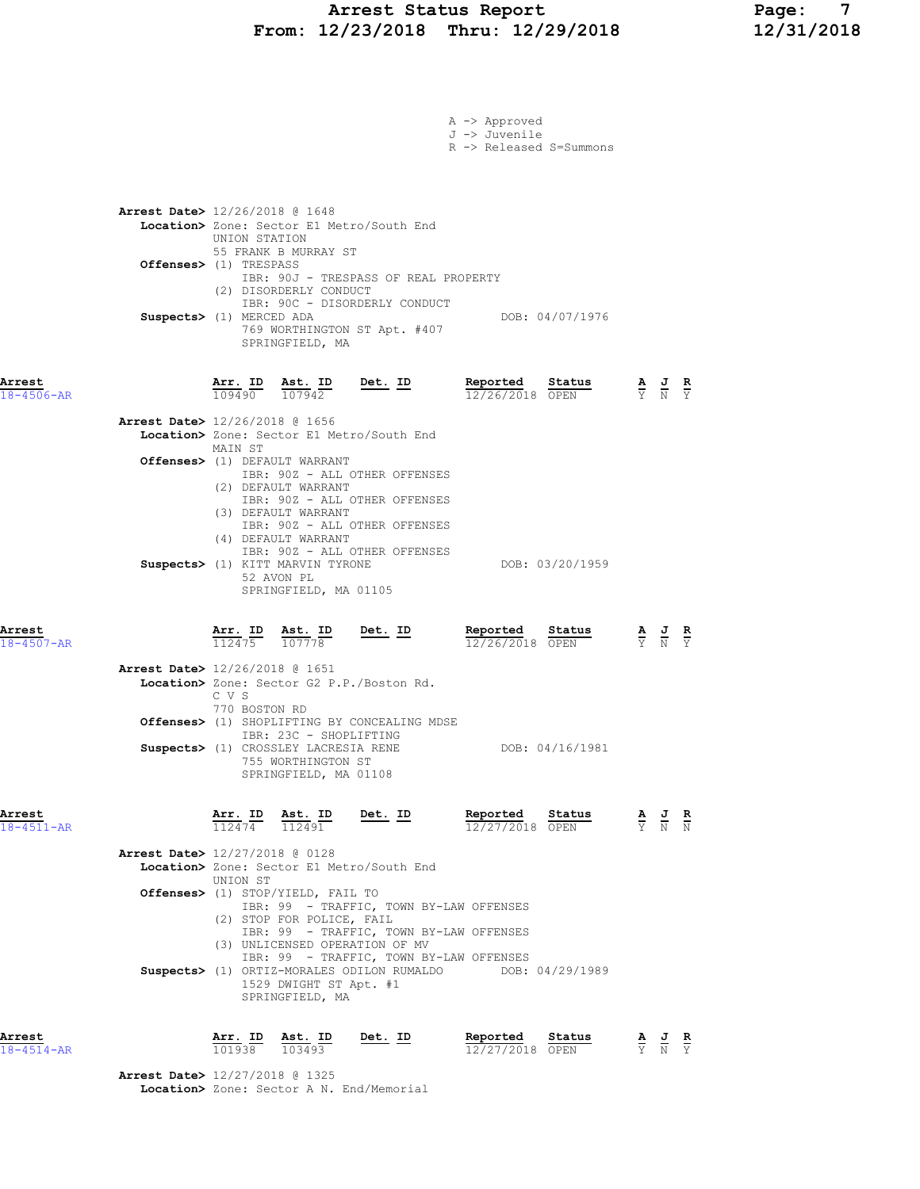A -> Approved
J -> Juvenile
R -> Released S=Summons

**Arrest Date>** 12/26/2018 @ 1648
**Location>** Zone: Sector E1 Metro/South End
UNION STATION
55 FRANK B MURRAY ST
**Offenses>** (1) TRESPASS
IBR: 90J - TRESPASS OF REAL PROPERTY
(2) DISORDERLY CONDUCT
IBR: 90C - DISORDERLY CONDUCT
**Suspects>** (1) MERCED ADA DOB: 04/07/1976
769 WORTHINGTON ST Apt. #407
SPRINGFIELD, MA

| Arrest | Arr. ID | Ast. ID | Det. ID | Reported | Status | A | J | R |
|---|---|---|---|---|---|---|---|---|
| 18-4506-AR | 109490 | 107942 | | 12/26/2018 | OPEN | Y | N | Y |

**Arrest Date>** 12/26/2018 @ 1656
**Location>** Zone: Sector E1 Metro/South End
MAIN ST
**Offenses>** (1) DEFAULT WARRANT
IBR: 90Z - ALL OTHER OFFENSES
(2) DEFAULT WARRANT
IBR: 90Z - ALL OTHER OFFENSES
(3) DEFAULT WARRANT
IBR: 90Z - ALL OTHER OFFENSES
(4) DEFAULT WARRANT
IBR: 90Z - ALL OTHER OFFENSES
**Suspects>** (1) KITT MARVIN TYRONE DOB: 03/20/1959
52 AVON PL
SPRINGFIELD, MA 01105

| Arrest | Arr. ID | Ast. ID | Det. ID | Reported | Status | A | J | R |
|---|---|---|---|---|---|---|---|---|
| 18-4507-AR | 112475 | 107778 | | 12/26/2018 | OPEN | Y | N | Y |

**Arrest Date>** 12/26/2018 @ 1651
**Location>** Zone: Sector G2 P.P./Boston Rd.
C V S
770 BOSTON RD
**Offenses>** (1) SHOPLIFTING BY CONCEALING MDSE
IBR: 23C - SHOPLIFTING
**Suspects>** (1) CROSSLEY LACRESIA RENE DOB: 04/16/1981
755 WORTHINGTON ST
SPRINGFIELD, MA 01108

| Arrest | Arr. ID | Ast. ID | Det. ID | Reported | Status | A | J | R |
|---|---|---|---|---|---|---|---|---|
| 18-4511-AR | 112474 | 112491 | | 12/27/2018 | OPEN | Y | N | N |

**Arrest Date>** 12/27/2018 @ 0128
**Location>** Zone: Sector E1 Metro/South End
UNION ST
**Offenses>** (1) STOP/YIELD, FAIL TO
IBR: 99 - TRAFFIC, TOWN BY-LAW OFFENSES
(2) STOP FOR POLICE, FAIL
IBR: 99 - TRAFFIC, TOWN BY-LAW OFFENSES
(3) UNLICENSED OPERATION OF MV
IBR: 99 - TRAFFIC, TOWN BY-LAW OFFENSES
**Suspects>** (1) ORTIZ-MORALES ODILON RUMALDO DOB: 04/29/1989
1529 DWIGHT ST Apt. #1
SPRINGFIELD, MA

| Arrest | Arr. ID | Ast. ID | Det. ID | Reported | Status | A | J | R |
|---|---|---|---|---|---|---|---|---|
| 18-4514-AR | 101938 | 103493 | | 12/27/2018 | OPEN | Y | N | Y |

**Arrest Date>** 12/27/2018 @ 1325
**Location>** Zone: Sector A N. End/Memorial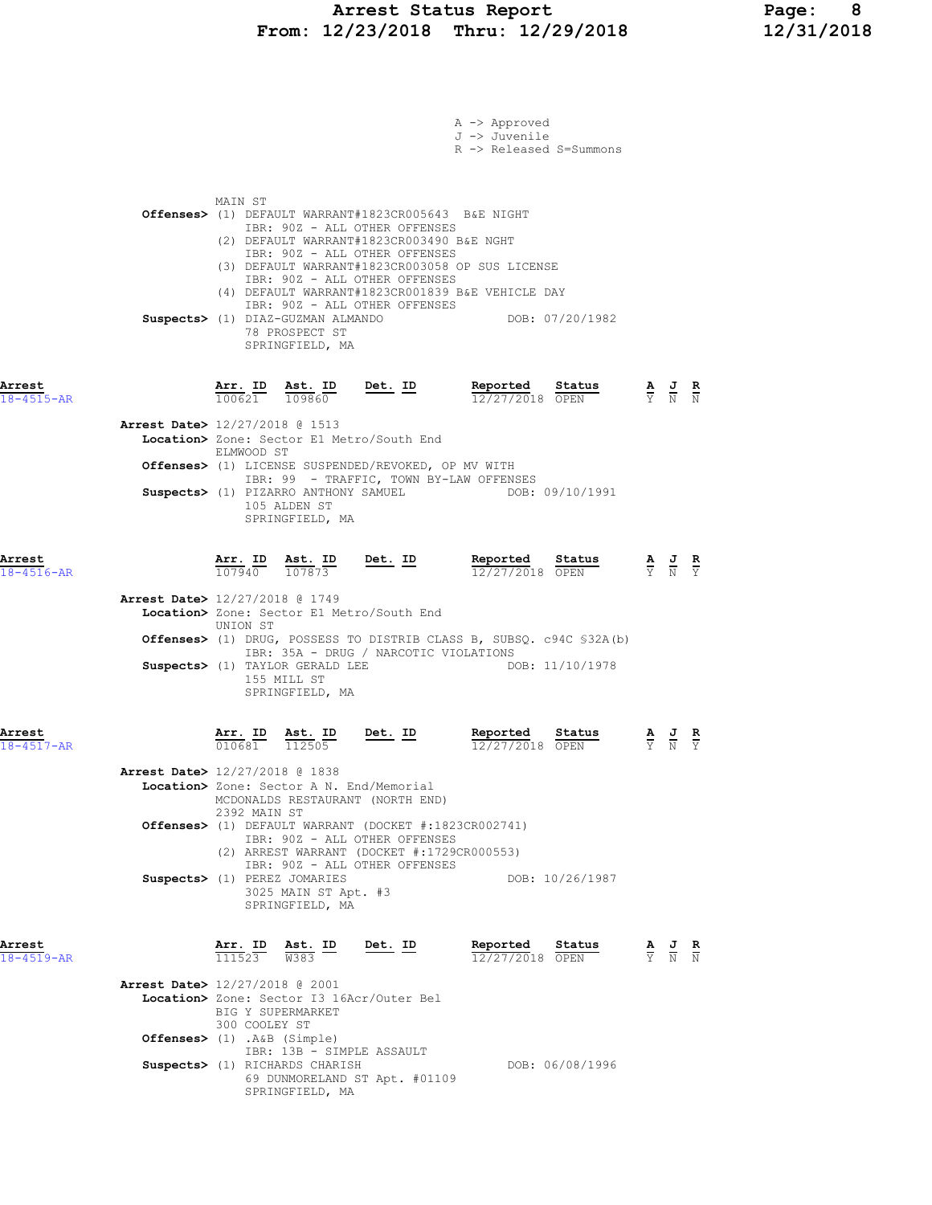A -> Approved
J -> Juvenile
R -> Released S=Summons

MAIN ST
**Offenses>** (1) DEFAULT WARRANT#1823CR005643 B&E NIGHT
IBR: 90Z - ALL OTHER OFFENSES
(2) DEFAULT WARRANT#1823CR003490 B&E NGHT
IBR: 90Z - ALL OTHER OFFENSES
(3) DEFAULT WARRANT#1823CR003058 OP SUS LICENSE
IBR: 90Z - ALL OTHER OFFENSES
(4) DEFAULT WARRANT#1823CR001839 B&E VEHICLE DAY
IBR: 90Z - ALL OTHER OFFENSES
**Suspects>** (1) DIAZ-GUZMAN ALMANDO DOB: 07/20/1982
78 PROSPECT ST
SPRINGFIELD, MA

| Arrest | Arr. ID | Ast. ID | Det. ID | Reported | Status | A | J | R |
|---|---|---|---|---|---|---|---|---|
| 18-4515-AR | 100621 | 109860 | | 12/27/2018 | OPEN | Y | N | N |

**Arrest Date>** 12/27/2018 @ 1513
**Location>** Zone: Sector E1 Metro/South End
ELMWOOD ST
**Offenses>** (1) LICENSE SUSPENDED/REVOKED, OP MV WITH
IBR: 99 - TRAFFIC, TOWN BY-LAW OFFENSES
**Suspects>** (1) PIZARRO ANTHONY SAMUEL DOB: 09/10/1991
105 ALDEN ST
SPRINGFIELD, MA

| Arrest | Arr. ID | Ast. ID | Det. ID | Reported | Status | A | J | R |
|---|---|---|---|---|---|---|---|---|
| 18-4516-AR | 107940 | 107873 | | 12/27/2018 | OPEN | Y | N | Y |

**Arrest Date>** 12/27/2018 @ 1749
**Location>** Zone: Sector E1 Metro/South End
UNION ST
**Offenses>** (1) DRUG, POSSESS TO DISTRIB CLASS B, SUBSQ. c94C §32A(b)
IBR: 35A - DRUG / NARCOTIC VIOLATIONS
**Suspects>** (1) TAYLOR GERALD LEE DOB: 11/10/1978
155 MILL ST
SPRINGFIELD, MA

| Arrest | Arr. ID | Ast. ID | Det. ID | Reported | Status | A | J | R |
|---|---|---|---|---|---|---|---|---|
| 18-4517-AR | 010681 | 112505 | | 12/27/2018 | OPEN | Y | N | Y |

**Arrest Date>** 12/27/2018 @ 1838
**Location>** Zone: Sector A N. End/Memorial
MCDONALDS RESTAURANT (NORTH END)
2392 MAIN ST
**Offenses>** (1) DEFAULT WARRANT (DOCKET #:1823CR002741)
IBR: 90Z - ALL OTHER OFFENSES
(2) ARREST WARRANT (DOCKET #:1729CR000553)
IBR: 90Z - ALL OTHER OFFENSES
**Suspects>** (1) PEREZ JOMARIES DOB: 10/26/1987
3025 MAIN ST Apt. #3
SPRINGFIELD, MA

| Arrest | Arr. ID | Ast. ID | Det. ID | Reported | Status | A | J | R |
|---|---|---|---|---|---|---|---|---|
| 18-4519-AR | 111523 | W383 | | 12/27/2018 | OPEN | Y | N | N |

**Arrest Date>** 12/27/2018 @ 2001
**Location>** Zone: Sector I3 16Acr/Outer Bel
BIG Y SUPERMARKET
300 COOLEY ST
**Offenses>** (1) .A&B (Simple)
IBR: 13B - SIMPLE ASSAULT
**Suspects>** (1) RICHARDS CHARISH DOB: 06/08/1996
69 DUNMORELAND ST Apt. #01109
SPRINGFIELD, MA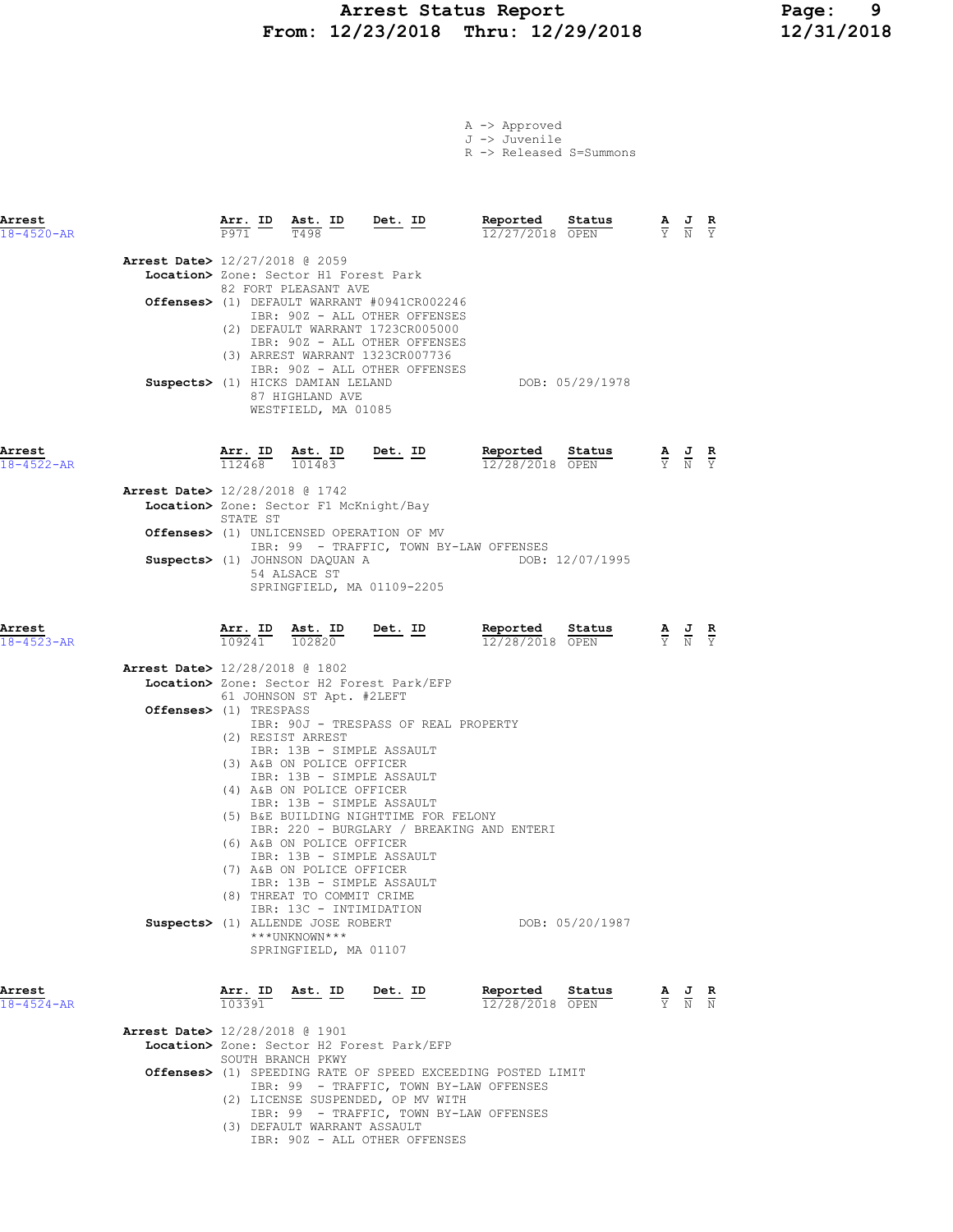A -> Approved
J -> Juvenile
R -> Released S=Summons

| Arrest | Arr. ID | Ast. ID | Det. ID | Reported | Status | A | J | R |
|---|---|---|---|---|---|---|---|---|
| 18-4520-AR | P971 | T498 | | 12/27/2018 | OPEN | Y | N | Y |

**Arrest Date>** 12/27/2018 @ 2059
**Location>** Zone: Sector H1 Forest Park
82 FORT PLEASANT AVE
**Offenses>** (1) DEFAULT WARRANT #0941CR002246
IBR: 90Z - ALL OTHER OFFENSES
(2) DEFAULT WARRANT 1723CR005000
IBR: 90Z - ALL OTHER OFFENSES
(3) ARREST WARRANT 1323CR007736
IBR: 90Z - ALL OTHER OFFENSES
**Suspects>** (1) HICKS DAMIAN LELAND DOB: 05/29/1978
87 HIGHLAND AVE
WESTFIELD, MA 01085

| Arrest | Arr. ID | Ast. ID | Det. ID | Reported | Status | A | J | R |
|---|---|---|---|---|---|---|---|---|
| 18-4522-AR | 112468 | 101483 | | 12/28/2018 | OPEN | Y | N | Y |

**Arrest Date>** 12/28/2018 @ 1742
**Location>** Zone: Sector F1 McKnight/Bay
STATE ST
**Offenses>** (1) UNLICENSED OPERATION OF MV
IBR: 99 - TRAFFIC, TOWN BY-LAW OFFENSES
**Suspects>** (1) JOHNSON DAQUAN A DOB: 12/07/1995
54 ALSACE ST
SPRINGFIELD, MA 01109-2205

| Arrest | Arr. ID | Ast. ID | Det. ID | Reported | Status | A | J | R |
|---|---|---|---|---|---|---|---|---|
| 18-4523-AR | 109241 | 102820 | | 12/28/2018 | OPEN | Y | N | Y |

**Arrest Date>** 12/28/2018 @ 1802
**Location>** Zone: Sector H2 Forest Park/EFP
61 JOHNSON ST Apt. #2LEFT
**Offenses>** (1) TRESPASS
IBR: 90J - TRESPASS OF REAL PROPERTY
(2) RESIST ARREST
IBR: 13B - SIMPLE ASSAULT
(3) A&B ON POLICE OFFICER
IBR: 13B - SIMPLE ASSAULT
(4) A&B ON POLICE OFFICER
IBR: 13B - SIMPLE ASSAULT
(5) B&E BUILDING NIGHTTIME FOR FELONY
IBR: 220 - BURGLARY / BREAKING AND ENTERI
(6) A&B ON POLICE OFFICER
IBR: 13B - SIMPLE ASSAULT
(7) A&B ON POLICE OFFICER
IBR: 13B - SIMPLE ASSAULT
(8) THREAT TO COMMIT CRIME
IBR: 13C - INTIMIDATION
**Suspects>** (1) ALLENDE JOSE ROBERT DOB: 05/20/1987
***UNKNOWN***
SPRINGFIELD, MA 01107

| Arrest | Arr. ID | Ast. ID | Det. ID | Reported | Status | A | J | R |
|---|---|---|---|---|---|---|---|---|
| 18-4524-AR | 103391 | | | 12/28/2018 | OPEN | Y | N | N |

**Arrest Date>** 12/28/2018 @ 1901
**Location>** Zone: Sector H2 Forest Park/EFP
SOUTH BRANCH PKWY
**Offenses>** (1) SPEEDING RATE OF SPEED EXCEEDING POSTED LIMIT
IBR: 99 - TRAFFIC, TOWN BY-LAW OFFENSES
(2) LICENSE SUSPENDED, OP MV WITH
IBR: 99 - TRAFFIC, TOWN BY-LAW OFFENSES
(3) DEFAULT WARRANT ASSAULT
IBR: 90Z - ALL OTHER OFFENSES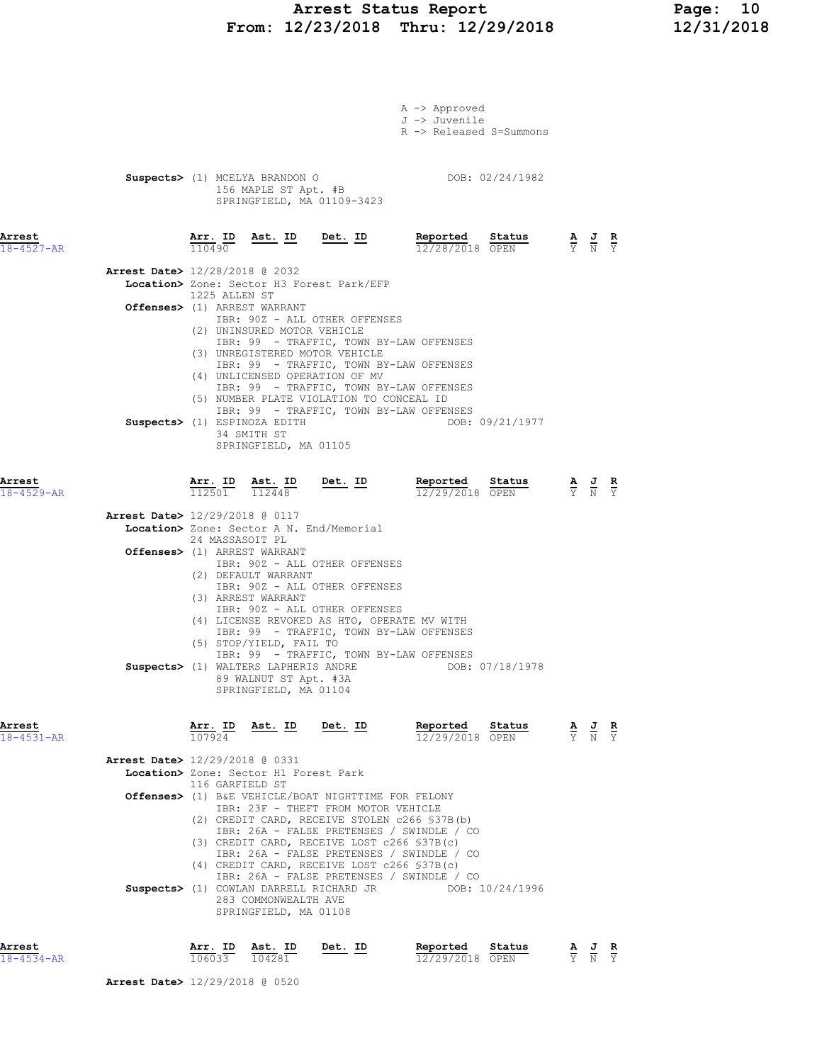A -> Approved
J -> Juvenile
R -> Released S=Summons

**Suspects>** (1) MCELYA BRANDON O DOB: 02/24/1982
156 MAPLE ST Apt. #B
SPRINGFIELD, MA 01109-3423

| Arrest | Arr. ID | Ast. ID | Det. ID | Reported | Status | A | J | R |
|---|---|---|---|---|---|---|---|---|
| 18-4527-AR | 110490 | | | 12/28/2018 | OPEN | Y | N | Y |

**Arrest Date>** 12/28/2018 @ 2032
**Location>** Zone: Sector H3 Forest Park/EFP
1225 ALLEN ST
**Offenses>** (1) ARREST WARRANT
IBR: 90Z - ALL OTHER OFFENSES
(2) UNINSURED MOTOR VEHICLE
IBR: 99 - TRAFFIC, TOWN BY-LAW OFFENSES
(3) UNREGISTERED MOTOR VEHICLE
IBR: 99 - TRAFFIC, TOWN BY-LAW OFFENSES
(4) UNLICENSED OPERATION OF MV
IBR: 99 - TRAFFIC, TOWN BY-LAW OFFENSES
(5) NUMBER PLATE VIOLATION TO CONCEAL ID
IBR: 99 - TRAFFIC, TOWN BY-LAW OFFENSES
**Suspects>** (1) ESPINOZA EDITH DOB: 09/21/1977
34 SMITH ST
SPRINGFIELD, MA 01105

| Arrest | Arr. ID | Ast. ID | Det. ID | Reported | Status | A | J | R |
|---|---|---|---|---|---|---|---|---|
| 18-4529-AR | 112501 | 112448 | | 12/29/2018 | OPEN | Y | N | Y |

**Arrest Date>** 12/29/2018 @ 0117
**Location>** Zone: Sector A N. End/Memorial
24 MASSASOIT PL
**Offenses>** (1) ARREST WARRANT
IBR: 90Z - ALL OTHER OFFENSES
(2) DEFAULT WARRANT
IBR: 90Z - ALL OTHER OFFENSES
(3) ARREST WARRANT
IBR: 90Z - ALL OTHER OFFENSES
(4) LICENSE REVOKED AS HTO, OPERATE MV WITH
IBR: 99 - TRAFFIC, TOWN BY-LAW OFFENSES
(5) STOP/YIELD, FAIL TO
IBR: 99 - TRAFFIC, TOWN BY-LAW OFFENSES
**Suspects>** (1) WALTERS LAPHERIS ANDRE DOB: 07/18/1978
89 WALNUT ST Apt. #3A
SPRINGFIELD, MA 01104

| Arrest | Arr. ID | Ast. ID | Det. ID | Reported | Status | A | J | R |
|---|---|---|---|---|---|---|---|---|
| 18-4531-AR | 107924 | | | 12/29/2018 | OPEN | Y | N | Y |

**Arrest Date>** 12/29/2018 @ 0331
**Location>** Zone: Sector H1 Forest Park
116 GARFIELD ST
**Offenses>** (1) B&E VEHICLE/BOAT NIGHTTIME FOR FELONY
IBR: 23F - THEFT FROM MOTOR VEHICLE
(2) CREDIT CARD, RECEIVE STOLEN c266 §37B(b)
IBR: 26A - FALSE PRETENSES / SWINDLE / CO
(3) CREDIT CARD, RECEIVE LOST c266 §37B(c)
IBR: 26A - FALSE PRETENSES / SWINDLE / CO
(4) CREDIT CARD, RECEIVE LOST c266 §37B(c)
IBR: 26A - FALSE PRETENSES / SWINDLE / CO
**Suspects>** (1) COWLAN DARRELL RICHARD JR DOB: 10/24/1996
283 COMMONWEALTH AVE
SPRINGFIELD, MA 01108

| Arrest | Arr. ID | Ast. ID | Det. ID | Reported | Status | A | J | R |
|---|---|---|---|---|---|---|---|---|
| 18-4534-AR | 106033 | 104281 | | 12/29/2018 | OPEN | Y | N | Y |

**Arrest Date>** 12/29/2018 @ 0520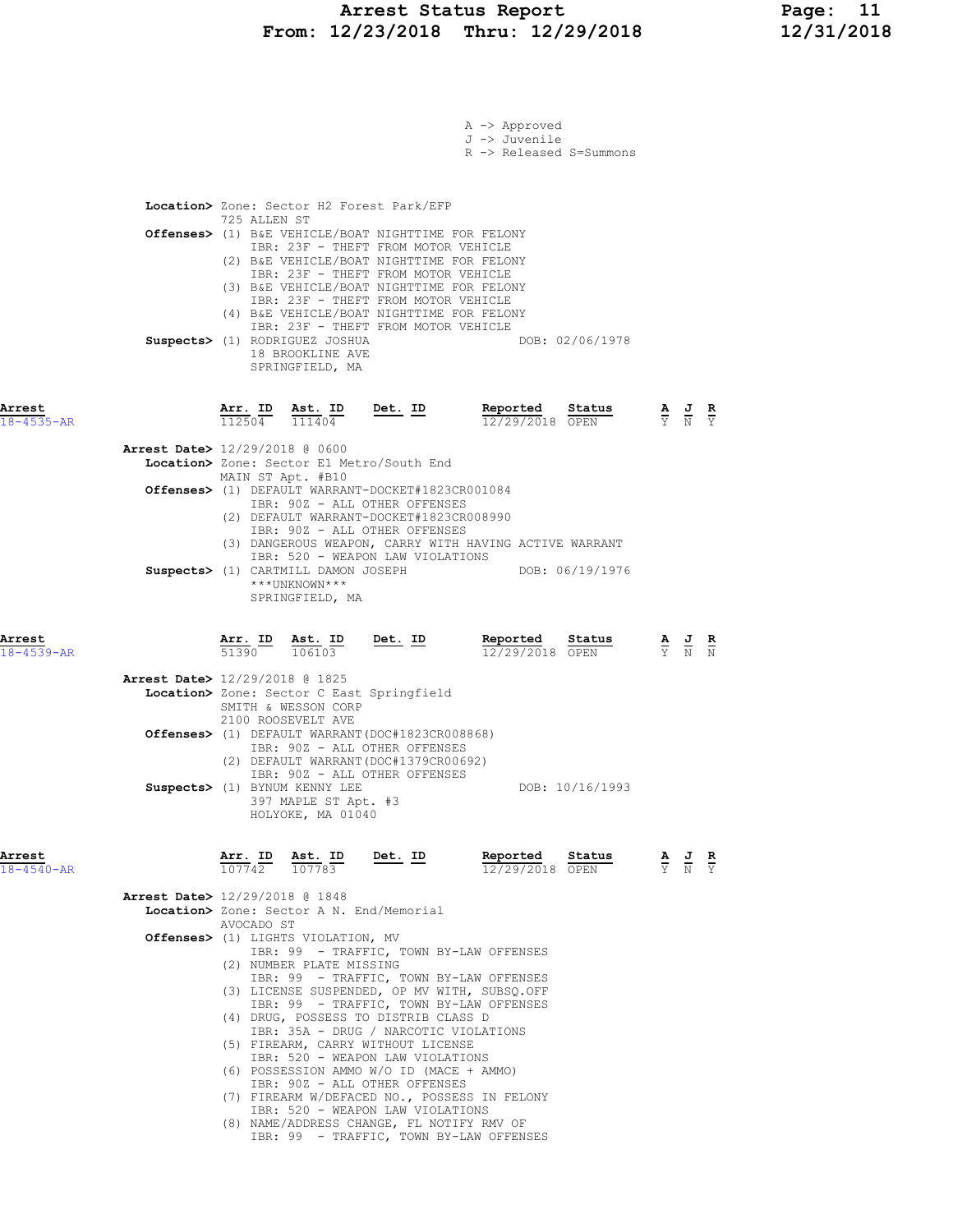A -> Approved
J -> Juvenile
R -> Released S=Summons

**Location>** Zone: Sector H2 Forest Park/EFP
725 ALLEN ST

**Offenses>** (1) B&E VEHICLE/BOAT NIGHTTIME FOR FELONY
IBR: 23F - THEFT FROM MOTOR VEHICLE
(2) B&E VEHICLE/BOAT NIGHTTIME FOR FELONY
IBR: 23F - THEFT FROM MOTOR VEHICLE
(3) B&E VEHICLE/BOAT NIGHTTIME FOR FELONY
IBR: 23F - THEFT FROM MOTOR VEHICLE
(4) B&E VEHICLE/BOAT NIGHTTIME FOR FELONY
IBR: 23F - THEFT FROM MOTOR VEHICLE

**Suspects>** (1) RODRIGUEZ JOSHUA — DOB: 02/06/1978
18 BROOKLINE AVE
SPRINGFIELD, MA

| Arrest | Arr. ID | Ast. ID | Det. ID | Reported | Status | A | J | R |
|---|---|---|---|---|---|---|---|---|
| 18-4535-AR | 112504 | 111404 | | 12/29/2018 | OPEN | Y | N | Y |

**Arrest Date>** 12/29/2018 @ 0600

**Location>** Zone: Sector E1 Metro/South End
MAIN ST Apt. #B10

**Offenses>** (1) DEFAULT WARRANT-DOCKET#1823CR001084
IBR: 90Z - ALL OTHER OFFENSES
(2) DEFAULT WARRANT-DOCKET#1823CR008990
IBR: 90Z - ALL OTHER OFFENSES
(3) DANGEROUS WEAPON, CARRY WITH HAVING ACTIVE WARRANT
IBR: 520 - WEAPON LAW VIOLATIONS

**Suspects>** (1) CARTMILL DAMON JOSEPH — DOB: 06/19/1976
\*\*\*UNKNOWN\*\*\*
SPRINGFIELD, MA

| Arrest | Arr. ID | Ast. ID | Det. ID | Reported | Status | A | J | R |
|---|---|---|---|---|---|---|---|---|
| 18-4539-AR | 51390 | 106103 | | 12/29/2018 | OPEN | Y | N | N |

**Arrest Date>** 12/29/2018 @ 1825

**Location>** Zone: Sector C East Springfield
SMITH & WESSON CORP
2100 ROOSEVELT AVE

**Offenses>** (1) DEFAULT WARRANT(DOC#1823CR008868)
IBR: 90Z - ALL OTHER OFFENSES
(2) DEFAULT WARRANT(DOC#1379CR00692)
IBR: 90Z - ALL OTHER OFFENSES

**Suspects>** (1) BYNUM KENNY LEE — DOB: 10/16/1993
397 MAPLE ST Apt. #3
HOLYOKE, MA 01040

| Arrest | Arr. ID | Ast. ID | Det. ID | Reported | Status | A | J | R |
|---|---|---|---|---|---|---|---|---|
| 18-4540-AR | 107742 | 107783 | | 12/29/2018 | OPEN | Y | N | Y |

**Arrest Date>** 12/29/2018 @ 1848

**Location>** Zone: Sector A N. End/Memorial
AVOCADO ST

**Offenses>** (1) LIGHTS VIOLATION, MV
IBR: 99 - TRAFFIC, TOWN BY-LAW OFFENSES
(2) NUMBER PLATE MISSING
IBR: 99 - TRAFFIC, TOWN BY-LAW OFFENSES
(3) LICENSE SUSPENDED, OP MV WITH, SUBSQ.OFF
IBR: 99 - TRAFFIC, TOWN BY-LAW OFFENSES
(4) DRUG, POSSESS TO DISTRIB CLASS D
IBR: 35A - DRUG / NARCOTIC VIOLATIONS
(5) FIREARM, CARRY WITHOUT LICENSE
IBR: 520 - WEAPON LAW VIOLATIONS
(6) POSSESSION AMMO W/O ID (MACE + AMMO)
IBR: 90Z - ALL OTHER OFFENSES
(7) FIREARM W/DEFACED NO., POSSESS IN FELONY
IBR: 520 - WEAPON LAW VIOLATIONS
(8) NAME/ADDRESS CHANGE, FL NOTIFY RMV OF
IBR: 99 - TRAFFIC, TOWN BY-LAW OFFENSES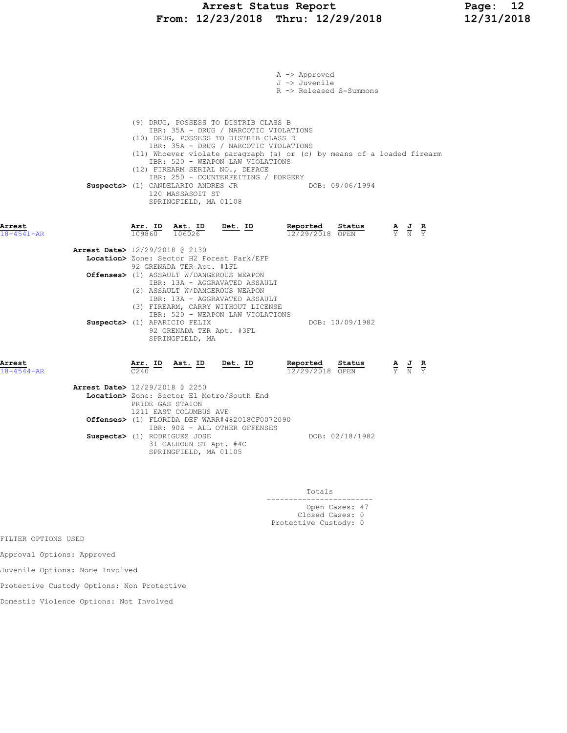A -> Approved
J -> Juvenile
R -> Released S=Summons

(9) DRUG, POSSESS TO DISTRIB CLASS B
IBR: 35A - DRUG / NARCOTIC VIOLATIONS
(10) DRUG, POSSESS TO DISTRIB CLASS D
IBR: 35A - DRUG / NARCOTIC VIOLATIONS
(11) Whoever violate paragraph (a) or (c) by means of a loaded firearm
IBR: 520 - WEAPON LAW VIOLATIONS
(12) FIREARM SERIAL NO., DEFACE
IBR: 250 - COUNTERFEITING / FORGERY

**Suspects>** (1) CANDELARIO ANDRES JR — DOB: 09/06/1994
120 MASSASOIT ST
SPRINGFIELD, MA 01108

| Arrest | Arr. ID | Ast. ID | Det. ID | Reported | Status | A | J | R |
|---|---|---|---|---|---|---|---|---|
| 18-4541-AR | 109860 | 106026 | | 12/29/2018 | OPEN | Y | N | Y |

**Arrest Date>** 12/29/2018 @ 2130
**Location>** Zone: Sector H2 Forest Park/EFP
92 GRENADA TER Apt. #1FL
**Offenses>** (1) ASSAULT W/DANGEROUS WEAPON
IBR: 13A - AGGRAVATED ASSAULT
(2) ASSAULT W/DANGEROUS WEAPON
IBR: 13A - AGGRAVATED ASSAULT
(3) FIREARM, CARRY WITHOUT LICENSE
IBR: 520 - WEAPON LAW VIOLATIONS
**Suspects>** (1) APARICIO FELIX — DOB: 10/09/1982
92 GRENADA TER Apt. #3FL
SPRINGFIELD, MA

| Arrest | Arr. ID | Ast. ID | Det. ID | Reported | Status | A | J | R |
|---|---|---|---|---|---|---|---|---|
| 18-4544-AR | C240 | | | 12/29/2018 | OPEN | Y | N | Y |

**Arrest Date>** 12/29/2018 @ 2250
**Location>** Zone: Sector E1 Metro/South End
PRIDE GAS STAION
1211 EAST COLUMBUS AVE
**Offenses>** (1) FLORIDA DEF WARR#482018CF0072090
IBR: 90Z - ALL OTHER OFFENSES
**Suspects>** (1) RODRIGUEZ JOSE — DOB: 02/18/1982
31 CALHOUN ST Apt. #4C
SPRINGFIELD, MA 01105

**Totals**

Open Cases: 47
Closed Cases: 0
Protective Custody: 0

FILTER OPTIONS USED

Approval Options: Approved

Juvenile Options: None Involved

Protective Custody Options: Non Protective

Domestic Violence Options: Not Involved